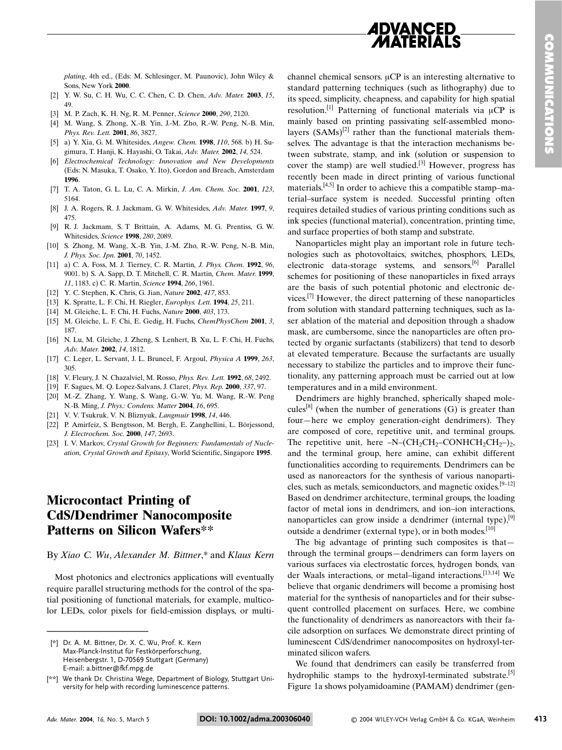*plating*, 4th ed., (Eds: M. Schlesinger, M. Paunovic), John Wiley & Sons, New York **2000**.

[2] Y. W. Su, C. H. Wu, C. C. Chen, C. D. Chen, *Adv. Mater.* **2003**, *15*, 49.

[3] M. P. Zach, K. H. Ng, R. M. Penner, *Science* **2000**, *290*, 2120.

[4] M. Wang, S. Zhong, X.-B. Yin, J.-M. Zho, R.-W. Peng, N.-B. Min, *Phys. Rev. Lett.* **2001**, *86*, 3827.

[5] a) Y. Xia, G. M. Whitesides, *Angew. Chem.* **1998**, *110*, 568. b) H. Sugimura, T. Hanji, K. Hayashi, O. Takai, *Adv. Mater.* **2002**, *14*, 524.

[6] *Electrochemical Technology: Innovation and New Developments* (Eds: N. Masuka, T. Osako, Y. Ito), Gordon and Breach, Amsterdam **1996**.

[7] T. A. Taton, G. L. Lu, C. A. Mirkin, *J. Am. Chem. Soc.* **2001**, *123*, 5164.

[8] J. A. Rogers, R. J. Jackmam, G. W. Whitesides, *Adv. Mater.* **1997**, *9*, 475.

[9] R. J. Jackmam, S. T Brittain, A. Adams, M. G. Prentiss, G. W. Whitesides, *Science* **1998**, *280*, 2089.

[10] S. Zhong, M. Wang, X.-B. Yin, J.-M. Zho, R.-W. Peng, N.-B. Min, *J. Phys. Soc. Jpn.* **2001**, *70*, 1452.

[11] a) C. A. Foss, M. J. Tierney, C. R. Martin, *J. Phys. Chem.* **1992**, *96*, 9001. b) S. A. Sapp, D. T. Mitchell, C. R. Martin, *Chem. Mater.* **1999**, *11*, 1183. c) C. R. Martin, *Science* **1994**, *266*, 1961.

[12] Y. C. Stephen, K. Chris, G. Jian, *Nature* **2002**, *417*, 853.

[13] K. Spratte, L. F. Chi, H. Riegler, *Europhys. Lett.* **1994**, *25*, 211.

[14] M. Gleiche, L. F. Chi, H. Fuchs, *Nature* **2000**, *403*, 173.

[15] M. Gleiche, L. F. Chi, E. Gedig, H. Fuchs, *ChemPhysChem* **2001**, *3*, 187.

[16] N. Lu, M. Gleiche, J. Zheng, S. Lenhert, B. Xu, L. F. Chi, H. Fuchs, *Adv. Mater.* **2002**, *14*, 1812.

[17] C. Leger, L. Servant, J. L. Bruneel, F. Argoul, *Physica A* **1999**, *263*, 305.

[18] V. Fleury, J. N. Chazalviel, M. Rosso, *Phys. Rev. Lett.* **1992**, *68*, 2492.

[19] F. Sagues, M. Q. Lopez-Salvans, J. Claret, *Phys. Rep.* **2000**, *337*, 97.

[20] M.-Z. Zhang, Y. Wang, S. Wang, G.-W. Yu, M. Wang, R.-W. Peng N.-B. Ming, *J. Phys.: Condens. Matter* **2004**, *16*, 695.

[21] V. V. Tsukruk, V. N. Bliznyuk, *Langmuir* **1998**, *14*, 446.

[22] P. Amirfeiz, S. Bengtsson, M. Bergh, E. Zanghellini, L. Börjessond, *J. Electrochem. Soc.* **2000**, *147*, 2693.

[23] I. V. Markov, *Crystal Growth for Beginners: Fundamentals of Nucleation, Crystal Growth and Epitaxy*, World Scientific, Singapore **1995**.

# Microcontact Printing of CdS/Dendrimer Nanocomposite Patterns on Silicon Wafers**

By *Xiao C. Wu*, *Alexander M. Bittner*,* and *Klaus Kern*

Most photonics and electronics applications will eventually require parallel structuring methods for the control of the spatial positioning of functional materials, for example, multicolor LEDs, color pixels for field-emission displays, or multichannel chemical sensors. μCP is an interesting alternative to standard patterning techniques (such as lithography) due to its speed, simplicity, cheapness, and capability for high spatial resolution.[1] Patterning of functional materials via μCP is mainly based on printing passivating self-assembled monolayers (SAMs)[2] rather than the functional materials themselves. The advantage is that the interaction mechanisms between substrate, stamp, and ink (solution or suspension to cover the stamp) are well studied.[3] However, progress has recently been made in direct printing of various functional materials.[4,5] In order to achieve this a compatible stamp–material–surface system is needed. Successful printing often requires detailed studies of various printing conditions such as ink species (functional material), concentration, printing time, and surface properties of both stamp and substrate.

Nanoparticles might play an important role in future technologies such as photovoltaics, switches, phosphors, LEDs, electronic data-storage systems, and sensors.[6] Parallel schemes for positioning of these nanoparticles in fixed arrays are the basis of such potential photonic and electronic devices.[7] However, the direct patterning of these nanoparticles from solution with standard patterning techniques, such as laser ablation of the material and deposition through a shadow mask, are cumbersome, since the nanoparticles are often protected by organic surfactants (stabilizers) that tend to desorb at elevated temperature. Because the surfactants are usually necessary to stabilize the particles and to improve their functionality, any patterning approach must be carried out at low temperatures and in a mild environment.

Dendrimers are highly branched, spherically shaped molecules[8] (when the number of generations (G) is greater than four—here we employ generation-eight dendrimers). They are composed of core, repetitive unit, and terminal groups. The repetitive unit, here $-N-(CH_2CH_2-CONHCH_2CH_2-)_2$, and the terminal group, here amine, can exhibit different functionalities according to requirements. Dendrimers can be used as nanoreactors for the synthesis of various nanoparticles, such as metals, semiconductors, and magnetic oxides.[9–12] Based on dendrimer architecture, terminal groups, the loading factor of metal ions in dendrimers, and ion–ion interactions, nanoparticles can grow inside a dendrimer (internal type),[9] outside a dendrimer (external type), or in both modes.[10]

The big advantage of printing such composites is that—through the terminal groups—dendrimers can form layers on various surfaces via electrostatic forces, hydrogen bonds, van der Waals interactions, or metal–ligand interactions.[13,14] We believe that organic dendrimers will become a promising host material for the synthesis of nanoparticles and for their subsequent controlled placement on surfaces. Here, we combine the functionality of dendrimers as nanoreactors with their facile adsorption on surfaces. We demonstrate direct printing of luminescent CdS/dendrimer nanocomposites on hydroxyl-terminated silicon wafers.

We found that dendrimers can easily be transferred from hydrophilic stamps to the hydroxyl-terminated substrate.[5] Figure 1a shows polyamidoamine (PAMAM) dendrimer (gen-

[*] Dr. A. M. Bittner, Dr. X. C. Wu, Prof. K. Kern
Max-Planck-Institut für Festkörperforschung,
Heisenbergstr. 1, D-70569 Stuttgart (Germany)
E-mail: a.bittner@fkf.mpg.de

[**] We thank Dr. Christina Wege, Department of Biology, Stuttgart University for help with recording luminescence patterns.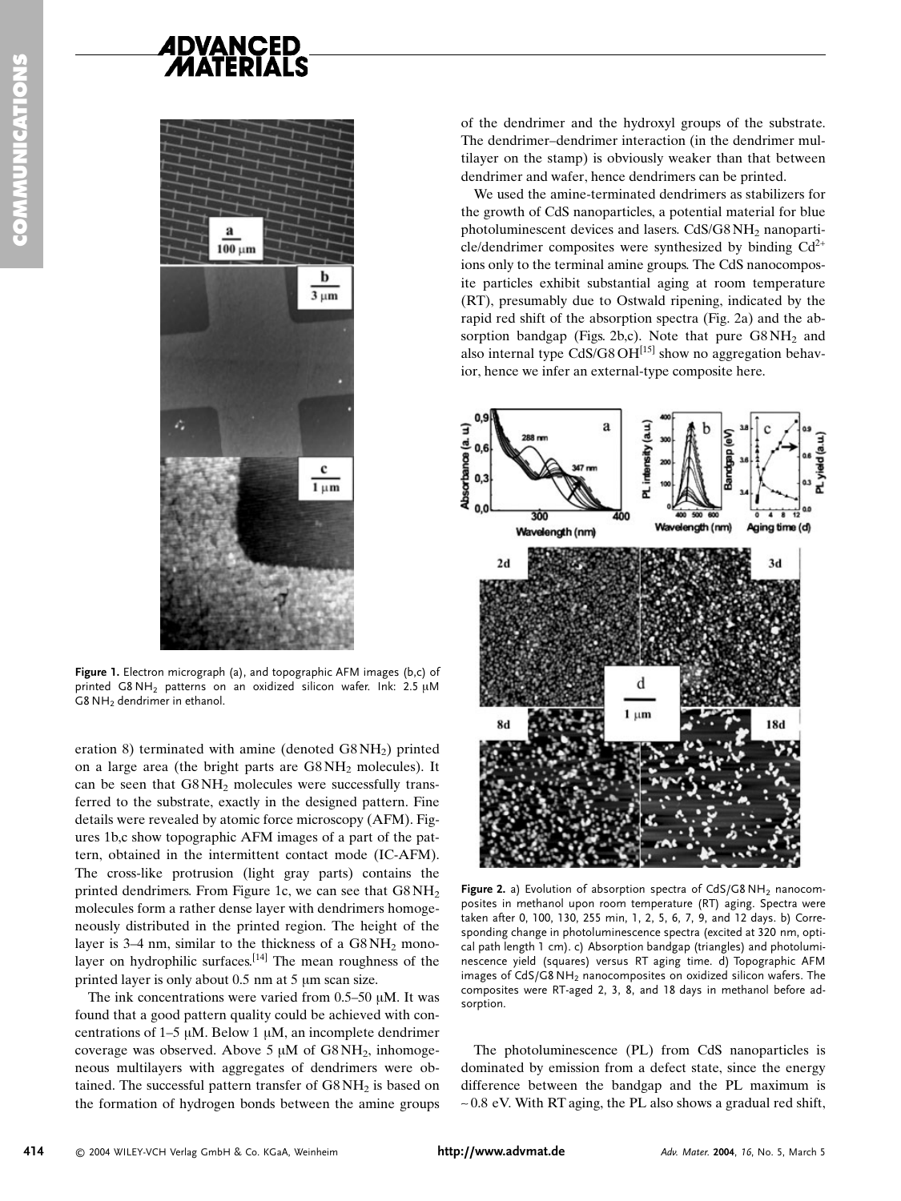**Figure 1.** Electron micrograph (a), and topographic AFM images (b,c) of printed G8 $NH_2$ patterns on an oxidized silicon wafer. Ink: 2.5 μM G8 $NH_2$ dendrimer in ethanol.

eration 8) terminated with amine (denoted G8 $NH_2$) printed on a large area (the bright parts are G8 $NH_2$ molecules). It can be seen that G8 $NH_2$ molecules were successfully transferred to the substrate, exactly in the designed pattern. Fine details were revealed by atomic force microscopy (AFM). Figures 1b,c show topographic AFM images of a part of the pattern, obtained in the intermittent contact mode (IC-AFM). The cross-like protrusion (light gray parts) contains the printed dendrimers. From Figure 1c, we can see that G8 $NH_2$ molecules form a rather dense layer with dendrimers homogeneously distributed in the printed region. The height of the layer is 3–4 nm, similar to the thickness of a G8 $NH_2$ monolayer on hydrophilic surfaces.[14] The mean roughness of the printed layer is only about 0.5 nm at 5 μm scan size.

The ink concentrations were varied from 0.5–50 μM. It was found that a good pattern quality could be achieved with concentrations of 1–5 μM. Below 1 μM, an incomplete dendrimer coverage was observed. Above 5 μM of G8 $NH_2$, inhomogeneous multilayers with aggregates of dendrimers were obtained. The successful pattern transfer of G8 $NH_2$ is based on the formation of hydrogen bonds between the amine groups of the dendrimer and the hydroxyl groups of the substrate. The dendrimer–dendrimer interaction (in the dendrimer multilayer on the stamp) is obviously weaker than that between dendrimer and wafer, hence dendrimers can be printed.

We used the amine-terminated dendrimers as stabilizers for the growth of CdS nanoparticles, a potential material for blue photoluminescent devices and lasers. CdS/G8 $NH_2$ nanoparticle/dendrimer composites were synthesized by binding $Cd^{2+}$ ions only to the terminal amine groups. The CdS nanocomposite particles exhibit substantial aging at room temperature (RT), presumably due to Ostwald ripening, indicated by the rapid red shift of the absorption spectra (Fig. 2a) and the absorption bandgap (Figs. 2b,c). Note that pure G8 $NH_2$ and also internal type CdS/G8 OH[15] show no aggregation behavior, hence we infer an external-type composite here.

**Figure 2.** a) Evolution of absorption spectra of CdS/G8 $NH_2$ nanocomposites in methanol upon room temperature (RT) aging. Spectra were taken after 0, 100, 130, 255 min, 1, 2, 5, 6, 7, 9, and 12 days. b) Corresponding change in photoluminescence spectra (excited at 320 nm, optical path length 1 cm). c) Absorption bandgap (triangles) and photoluminescence yield (squares) versus RT aging time. d) Topographic AFM images of CdS/G8 $NH_2$ nanocomposites on oxidized silicon wafers. The composites were RT-aged 2, 3, 8, and 18 days in methanol before adsorption.

The photoluminescence (PL) from CdS nanoparticles is dominated by emission from a defect state, since the energy difference between the bandgap and the PL maximum is ~ 0.8 eV. With RT aging, the PL also shows a gradual red shift,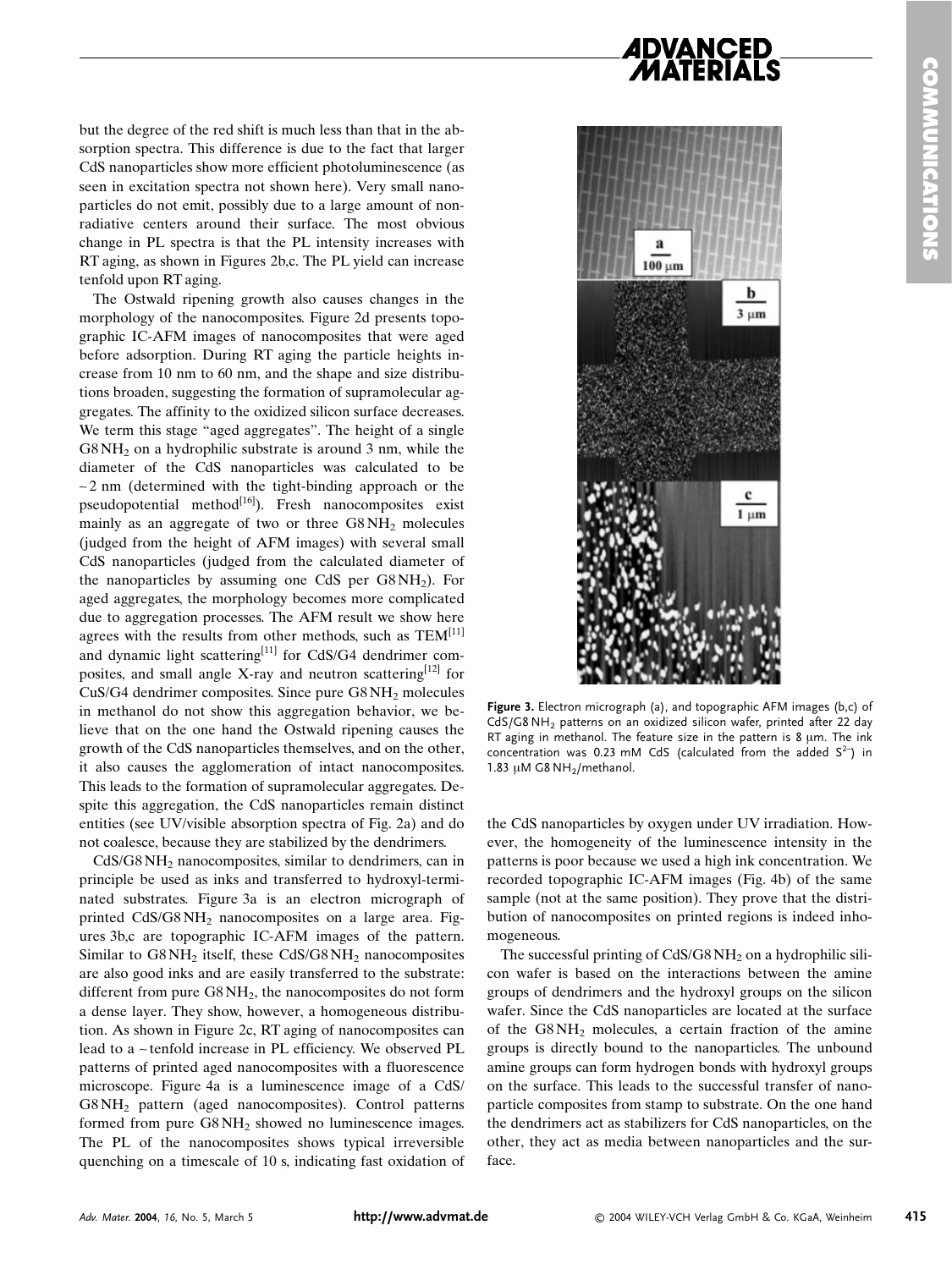but the degree of the red shift is much less than that in the absorption spectra. This difference is due to the fact that larger CdS nanoparticles show more efficient photoluminescence (as seen in excitation spectra not shown here). Very small nanoparticles do not emit, possibly due to a large amount of nonradiative centers around their surface. The most obvious change in PL spectra is that the PL intensity increases with RT aging, as shown in Figures 2b,c. The PL yield can increase tenfold upon RT aging.

The Ostwald ripening growth also causes changes in the morphology of the nanocomposites. Figure 2d presents topographic IC-AFM images of nanocomposites that were aged before adsorption. During RT aging the particle heights increase from 10 nm to 60 nm, and the shape and size distributions broaden, suggesting the formation of supramolecular aggregates. The affinity to the oxidized silicon surface decreases. We term this stage "aged aggregates". The height of a single $G8NH_2$ on a hydrophilic substrate is around 3 nm, while the diameter of the CdS nanoparticles was calculated to be ~2 nm (determined with the tight-binding approach or the pseudopotential method[16]). Fresh nanocomposites exist mainly as an aggregate of two or three $G8NH_2$ molecules (judged from the height of AFM images) with several small CdS nanoparticles (judged from the calculated diameter of the nanoparticles by assuming one CdS per $G8NH_2$). For aged aggregates, the morphology becomes more complicated due to aggregation processes. The AFM result we show here agrees with the results from other methods, such as TEM[11] and dynamic light scattering[11] for CdS/G4 dendrimer composites, and small angle X-ray and neutron scattering[12] for CuS/G4 dendrimer composites. Since pure $G8NH_2$ molecules in methanol do not show this aggregation behavior, we believe that on the one hand the Ostwald ripening causes the growth of the CdS nanoparticles themselves, and on the other, it also causes the agglomeration of intact nanocomposites. This leads to the formation of supramolecular aggregates. Despite this aggregation, the CdS nanoparticles remain distinct entities (see UV/visible absorption spectra of Fig. 2a) and do not coalesce, because they are stabilized by the dendrimers.

CdS/$G8NH_2$ nanocomposites, similar to dendrimers, can in principle be used as inks and transferred to hydroxyl-terminated substrates. Figure 3a is an electron micrograph of printed CdS/$G8NH_2$ nanocomposites on a large area. Figures 3b,c are topographic IC-AFM images of the pattern. Similar to $G8NH_2$ itself, these CdS/$G8NH_2$ nanocomposites are also good inks and are easily transferred to the substrate: different from pure $G8NH_2$, the nanocomposites do not form a dense layer. They show, however, a homogeneous distribution. As shown in Figure 2c, RT aging of nanocomposites can lead to a ~tenfold increase in PL efficiency. We observed PL patterns of printed aged nanocomposites with a fluorescence microscope. Figure 4a is a luminescence image of a CdS/$G8NH_2$ pattern (aged nanocomposites). Control patterns formed from pure $G8NH_2$ showed no luminescence images. The PL of the nanocomposites shows typical irreversible quenching on a timescale of 10 s, indicating fast oxidation of the CdS nanoparticles by oxygen under UV irradiation. However, the homogeneity of the luminescence intensity in the patterns is poor because we used a high ink concentration. We recorded topographic IC-AFM images (Fig. 4b) of the same sample (not at the same position). They prove that the distribution of nanocomposites on printed regions is indeed inhomogeneous.

The successful printing of CdS/$G8NH_2$ on a hydrophilic silicon wafer is based on the interactions between the amine groups of dendrimers and the hydroxyl groups on the silicon wafer. Since the CdS nanoparticles are located at the surface of the $G8NH_2$ molecules, a certain fraction of the amine groups is directly bound to the nanoparticles. The unbound amine groups can form hydrogen bonds with hydroxyl groups on the surface. This leads to the successful transfer of nanoparticle composites from stamp to substrate. On the one hand the dendrimers act as stabilizers for CdS nanoparticles, on the other, they act as media between nanoparticles and the surface.

**Figure 3.** Electron micrograph (a), and topographic AFM images (b,c) of CdS/$G8NH_2$ patterns on an oxidized silicon wafer, printed after 22 day RT aging in methanol. The feature size in the pattern is 8 μm. The ink concentration was 0.23 mM CdS (calculated from the added $S^{2-}$) in 1.83 μM $G8NH_2$/methanol.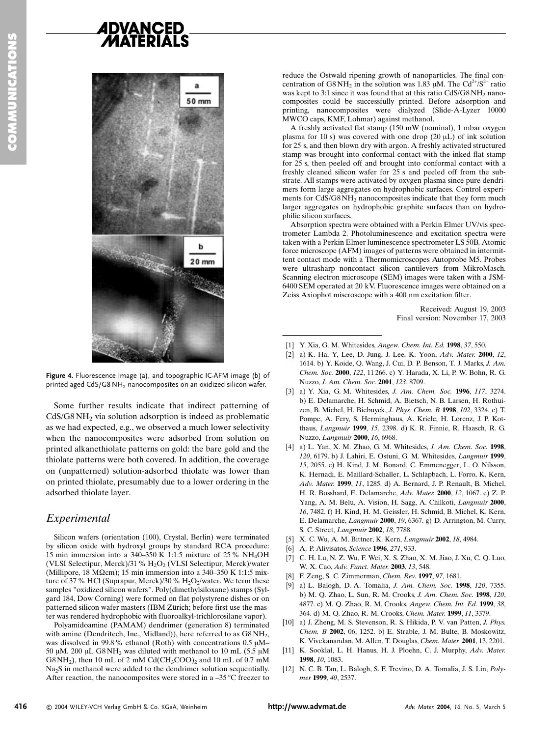Figure 4. Fluorescence image (a), and topographic IC-AFM image (b) of printed aged CdS/G8 $NH_2$ nanocomposites on an oxidized silicon wafer.

Some further results indicate that indirect patterning of CdS/G8 $NH_2$ via solution adsorption is indeed as problematic as we had expected, e.g., we observed a much lower selectivity when the nanocomposites were adsorbed from solution on printed alkanethiolate patterns on gold: the bare gold and the thiolate patterns were both covered. In addition, the coverage on (unpatterned) solution-adsorbed thiolate was lower than on printed thiolate, presumably due to a lower ordering in the adsorbed thiolate layer.

## Experimental

Silicon wafers (orientation (100), Crystal, Berlin) were terminated by silicon oxide with hydroxyl groups by standard RCA procedure: 15 min immersion into a 340–350 K 1:1:5 mixture of 25 % $NH_4OH$ (VLSI Selectipur, Merck)/31 % $H_2O_2$ (VLSI Selectipur, Merck)/water (Millipore, 18 MΩcm); 15 min immersion into a 340–350 K 1:1:5 mixture of 37 % HCl (Suprapur, Merck)/30 % $H_2O_2$/water. We term these samples "oxidized silicon wafers". Poly(dimethylsiloxane) stamps (Sylgard 184, Dow Corning) were formed on flat polystyrene dishes or on patterned silicon wafer masters (IBM Zürich; before first use the master was rendered hydrophobic with fluoroalkyl-trichlorosilane vapor).

Polyamidoamine (PAMAM) dendrimer (generation 8) terminated with amine (Dendritech, Inc., Midland)), here referred to as G8 $NH_2$, was dissolved in 99.8 % ethanol (Roth) with concentrations 0.5 µM–50 µM. 200 µL G8 $NH_2$ was diluted with methanol to 10 mL (5.5 µM G8 $NH_2$), then 10 mL of 2 mM $Cd(CH_3COO)_2$ and 10 mL of 0.7 mM $Na_2S$ in methanol were added to the dendrimer solution sequentially. After reaction, the nanocomposites were stored in a –35 °C freezer to reduce the Ostwald ripening growth of nanoparticles. The final concentration of G8 $NH_2$ in the solution was 1.83 µM. The $Cd^{2+}/S^{2-}$ ratio was kept to 3:1 since it was found that at this ratio CdS/G8 $NH_2$ nanocomposites could be successfully printed. Before adsorption and printing, nanocomposites were dialyzed (Slide-A-Lyzer 10000 MWCO caps, KMF, Lohmar) against methanol.

A freshly activated flat stamp (150 mW (nominal), 1 mbar oxygen plasma for 10 s) was covered with one drop (20 µL) of ink solution for 25 s, and then blown dry with argon. A freshly activated structured stamp was brought into conformal contact with the inked flat stamp for 25 s, then peeled off and brought into conformal contact with a freshly cleaned silicon wafer for 25 s and peeled off from the substrate. All stamps were activated by oxygen plasma since pure dendrimers form large aggregates on hydrophobic surfaces. Control experiments for CdS/G8 $NH_2$ nanocomposites indicate that they form much larger aggregates on hydrophobic graphite surfaces than on hydrophilic silicon surfaces.

Absorption spectra were obtained with a Perkin Elmer UV/vis spectrometer Lambda 2. Photoluminescence and excitation spectra were taken with a Perkin Elmer luminescence spectrometer LS 50B. Atomic force microscope (AFM) images of patterns were obtained in intermittent contact mode with a Thermomicroscopes Autoprobe M5. Probes were ultrasharp noncontact silicon cantilevers from MikroMasch. Scanning electron microscope (SEM) images were taken with a JSM-6400 SEM operated at 20 kV. Fluorescence images were obtained on a Zeiss Axiophot miscroscope with a 400 nm excitation filter.

Received: August 19, 2003
Final version: November 17, 2003

---

[1] Y. Xia, G. M. Whitesides, *Angew. Chem. Int. Ed.* **1998**, *37*, 550.

[2] a) K. Ha, Y, Lee, D. Jung, J. Lee, K. Yoon, *Adv. Mater.* **2000**, *12*, 1614. b) Y. Koide, Q. Wang, J. Cui, D. P. Benson, T. J. Marks, *J. Am. Chem. Soc.* **2000**, *122*, 11 266. c) Y. Harada, X. Li, P. W. Bohn, R. G. Nuzzo, *J. Am. Chem. Soc.* **2001**, *123*, 8709.

[3] a) Y. Xia, G. M. Whitesides, *J. Am. Chem. Soc.* **1996**, *117*, 3274. b) E. Delamarche, H. Schmid, A. Bietsch, N. B. Larsen, H. Rothuizen, B. Michel, H. Biebuyck, *J. Phys. Chem. B* **1998**, *102*, 3324. c) T. Pompe, A. Fery, S. Herminghaus, A. Kriele, H. Lorenz, J. P. Kotthaus, *Langmuir* **1999**, *15*, 2398. d) K. R. Finnie, R. Haasch, R. G. Nuzzo, *Langmuir* **2000**, *16*, 6968.

[4] a) L. Yan, X. M. Zhao, G. M. Whitesides, *J. Am. Chem. Soc.* **1998**, *120*, 6179. b) J. Lahiri, E. Ostuni, G. M. Whitesides, *Langmuir* **1999**, *15*, 2055. c) H. Kind, J. M. Bonard, C. Emmenegger, L. O. Nilsson, K. Hernadi, E. Maillard-Schaller, L. Schlapbach, L. Forro, K. Kern, *Adv. Mater.* **1999**, *11*, 1285. d) A. Bernard, J. P. Renault, B. Michel, H. R. Bosshard, E. Delamarche, *Adv. Mater.* **2000**, *12*, 1067. e) Z. P. Yang, A. M. Belu, A. Vision, H. Sagg, A. Chilkoti, *Langmuir* **2000**, *16*, 7482. f) H. Kind, H. M. Geissler, H. Schmid, B. Michel, K. Kern, E. Delamarche, *Langmuir* **2000**, *19*, 6367. g) D. Arrington, M. Curry, S. C. Street, *Langmuir* **2002**, *18*, 7788.

[5] X. C. Wu, A. M. Bittner, K. Kern, *Langmuir* **2002**, *18*, 4984.

[6] A. P. Alivisatos, *Science* **1996**, *271*, 933.

[7] C. H. Lu, N. Z. Wu, F. Wei, X. S. Zhao, X. M. Jiao, J. Xu, C. Q. Luo, W. X. Cao, *Adv. Funct. Mater.* **2003**, *13*, 548.

[8] F. Zeng, S. C. Zimmerman, *Chem. Rev.* **1997**, *97*, 1681.

[9] a) L. Balogh, D. A. Tomalia, *J. Am. Chem. Soc.* **1998**, *120*, 7355. b) M. Q. Zhao, L. Sun, R. M. Crooks, *J. Am. Chem. Soc.* **1998**, *120*, 4877. c) M. Q. Zhao, R. M. Crooks, *Angew. Chem. Int. Ed.* **1999**, *38*, 364. d) M. Q. Zhao, R. M. Crooks, *Chem. Mater.* **1999**, *11*, 3379.

[10] a) J. Zheng, M. S. Stevenson, R. S. Hikida, P. V. van Patten, *J. Phys. Chem. B* **2002**, 06, 1252. b) E. Strable, J. M. Bulte, B. Moskowitz, K. Vivekanandan, M. Allen, T. Douglas, *Chem. Mater.* **2001**, 13, 2201.

[11] K. Sooklal, L. H. Hanus, H. J. Ploehn, C. J. Murphy, *Adv. Mater.* **1998**, *10*, 1083.

[12] N. C. B. Tan, L. Balogh, S. F. Trevino, D. A. Tomalia, J. S. Lin, *Polymer* **1999**, *40*, 2537.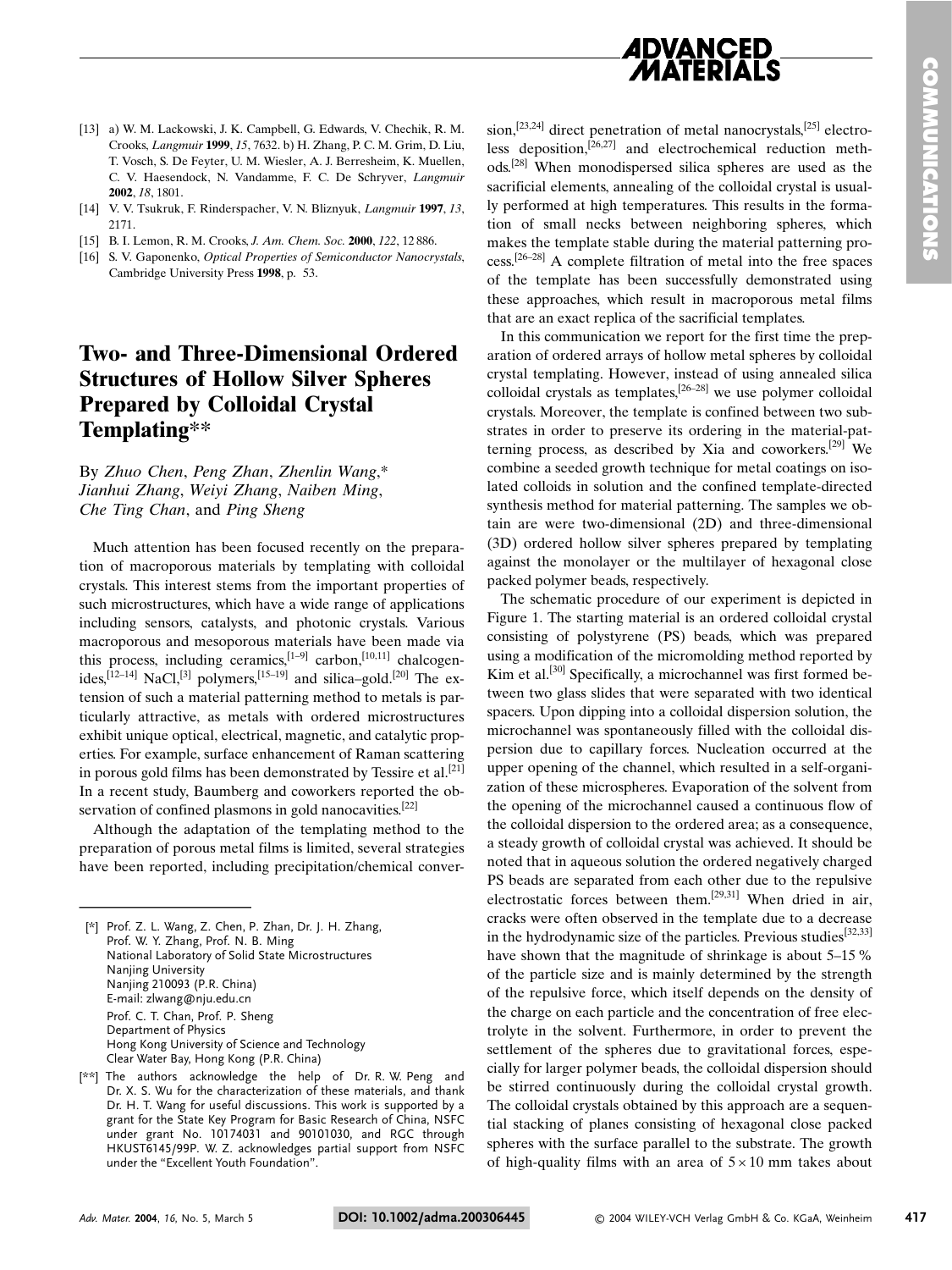[13] a) W. M. Lackowski, J. K. Campbell, G. Edwards, V. Chechik, R. M. Crooks, *Langmuir* **1999**, *15*, 7632. b) H. Zhang, P. C. M. Grim, D. Liu, T. Vosch, S. De Feyter, U. M. Wiesler, A. J. Berresheim, K. Muellen, C. V. Haesendock, N. Vandamme, F. C. De Schryver, *Langmuir* **2002**, *18*, 1801.

[14] V. V. Tsukruk, F. Rinderspacher, V. N. Bliznyuk, *Langmuir* **1997**, *13*, 2171.

[15] B. I. Lemon, R. M. Crooks, *J. Am. Chem. Soc.* **2000**, *122*, 12 886.

[16] S. V. Gaponenko, *Optical Properties of Semiconductor Nanocrystals*, Cambridge University Press **1998**, p. 53.

# Two- and Three-Dimensional Ordered Structures of Hollow Silver Spheres Prepared by Colloidal Crystal Templating**

By *Zhuo Chen*, *Peng Zhan*, *Zhenlin Wang*,* *Jianhui Zhang*, *Weiyi Zhang*, *Naiben Ming*, *Che Ting Chan*, and *Ping Sheng*

Much attention has been focused recently on the preparation of macroporous materials by templating with colloidal crystals. This interest stems from the important properties of such microstructures, which have a wide range of applications including sensors, catalysts, and photonic crystals. Various macroporous and mesoporous materials have been made via this process, including ceramics,[1–9] carbon,[10,11] chalcogenides,[12–14] NaCl,[3] polymers,[15–19] and silica–gold.[20] The extension of such a material patterning method to metals is particularly attractive, as metals with ordered microstructures exhibit unique optical, electrical, magnetic, and catalytic properties. For example, surface enhancement of Raman scattering in porous gold films has been demonstrated by Tessire et al.[21] In a recent study, Baumberg and coworkers reported the observation of confined plasmons in gold nanocavities.[22]

Although the adaptation of the templating method to the preparation of porous metal films is limited, several strategies have been reported, including precipitation/chemical conversion,[23,24] direct penetration of metal nanocrystals,[25] electroless deposition,[26,27] and electrochemical reduction methods.[28] When monodispersed silica spheres are used as the sacrificial elements, annealing of the colloidal crystal is usually performed at high temperatures. This results in the formation of small necks between neighboring spheres, which makes the template stable during the material patterning process.[26–28] A complete filtration of metal into the free spaces of the template has been successfully demonstrated using these approaches, which result in macroporous metal films that are an exact replica of the sacrificial templates.

In this communication we report for the first time the preparation of ordered arrays of hollow metal spheres by colloidal crystal templating. However, instead of using annealed silica colloidal crystals as templates,[26–28] we use polymer colloidal crystals. Moreover, the template is confined between two substrates in order to preserve its ordering in the material-patterning process, as described by Xia and coworkers.[29] We combine a seeded growth technique for metal coatings on isolated colloids in solution and the confined template-directed synthesis method for material patterning. The samples we obtain are were two-dimensional (2D) and three-dimensional (3D) ordered hollow silver spheres prepared by templating against the monolayer or the multilayer of hexagonal close packed polymer beads, respectively.

The schematic procedure of our experiment is depicted in Figure 1. The starting material is an ordered colloidal crystal consisting of polystyrene (PS) beads, which was prepared using a modification of the micromolding method reported by Kim et al.[30] Specifically, a microchannel was first formed between two glass slides that were separated with two identical spacers. Upon dipping into a colloidal dispersion solution, the microchannel was spontaneously filled with the colloidal dispersion due to capillary forces. Nucleation occurred at the upper opening of the channel, which resulted in a self-organization of these microspheres. Evaporation of the solvent from the opening of the microchannel caused a continuous flow of the colloidal dispersion to the ordered area; as a consequence, a steady growth of colloidal crystal was achieved. It should be noted that in aqueous solution the ordered negatively charged PS beads are separated from each other due to the repulsive electrostatic forces between them.[29,31] When dried in air, cracks were often observed in the template due to a decrease in the hydrodynamic size of the particles. Previous studies[32,33] have shown that the magnitude of shrinkage is about 5–15 % of the particle size and is mainly determined by the strength of the repulsive force, which itself depends on the density of the charge on each particle and the concentration of free electrolyte in the solvent. Furthermore, in order to prevent the settlement of the spheres due to gravitational forces, especially for larger polymer beads, the colloidal dispersion should be stirred continuously during the colloidal crystal growth. The colloidal crystals obtained by this approach are a sequential stacking of planes consisting of hexagonal close packed spheres with the surface parallel to the substrate. The growth of high-quality films with an area of $5 \times 10$ mm takes about

[*] Prof. Z. L. Wang, Z. Chen, P. Zhan, Dr. J. H. Zhang, Prof. W. Y. Zhang, Prof. N. B. Ming
National Laboratory of Solid State Microstructures
Nanjing University
Nanjing 210093 (P.R. China)
E-mail: zlwang@nju.edu.cn
Prof. C. T. Chan, Prof. P. Sheng
Department of Physics
Hong Kong University of Science and Technology
Clear Water Bay, Hong Kong (P.R. China)

[**] The authors acknowledge the help of Dr. R. W. Peng and Dr. X. S. Wu for the characterization of these materials, and thank Dr. H. T. Wang for useful discussions. This work is supported by a grant for the State Key Program for Basic Research of China, NSFC under grant No. 10174031 and 90101030, and RGC through HKUST6145/99P. W. Z. acknowledges partial support from NSFC under the "Excellent Youth Foundation".